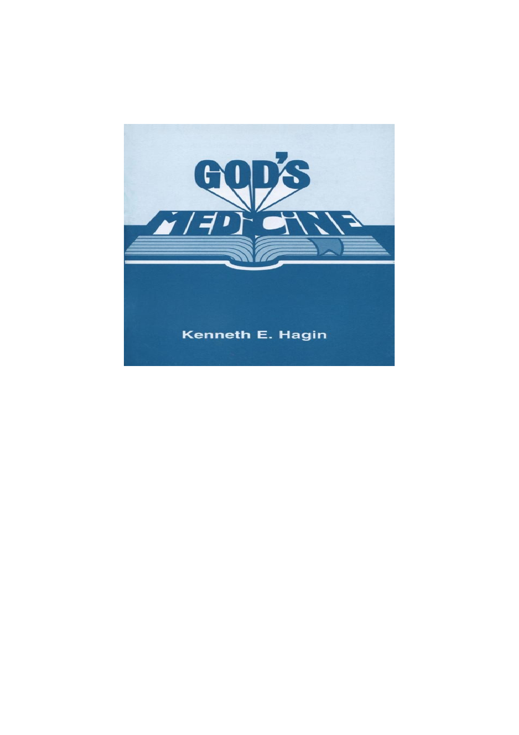# GOD'S MEDICINE

Kenneth E. Hagin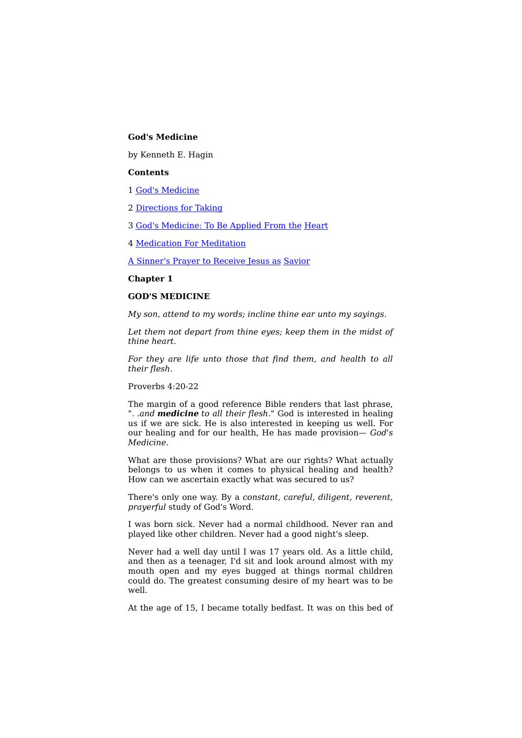**God's Medicine**

by Kenneth E. Hagin

**Contents**

1 [God's Medicine]

2 [Directions for Taking]

3 [God's Medicine: To Be Applied From the Heart]

4 [Medication For Meditation]

[A Sinner's Prayer to Receive Jesus as Savior]

**Chapter 1**

**GOD'S MEDICINE**

*My son, attend to my words; incline thine ear unto my sayings.*

*Let them not depart from thine eyes; keep them in the midst of thine heart.*

*For they are life unto those that find them, and health to all their flesh.*

Proverbs 4:20-22

The margin of a good reference Bible renders that last phrase, "*. .and **medicine** to all their flesh.*" God is interested in healing us if we are sick. He is also interested in keeping us well. For our healing and for our health, He has made provision— *God's Medicine.*

What are those provisions? What are our rights? What actually belongs to us when it comes to physical healing and health? How can we ascertain exactly what was secured to us?

There's only one way. By a *constant, careful, diligent, reverent, prayerful* study of God's Word.

I was born sick. Never had a normal childhood. Never ran and played like other children. Never had a good night's sleep.

Never had a well day until I was 17 years old. As a little child, and then as a teenager, I'd sit and look around almost with my mouth open and my eyes bugged at things normal children could do. The greatest consuming desire of my heart was to be well.

At the age of 15, I became totally bedfast. It was on this bed of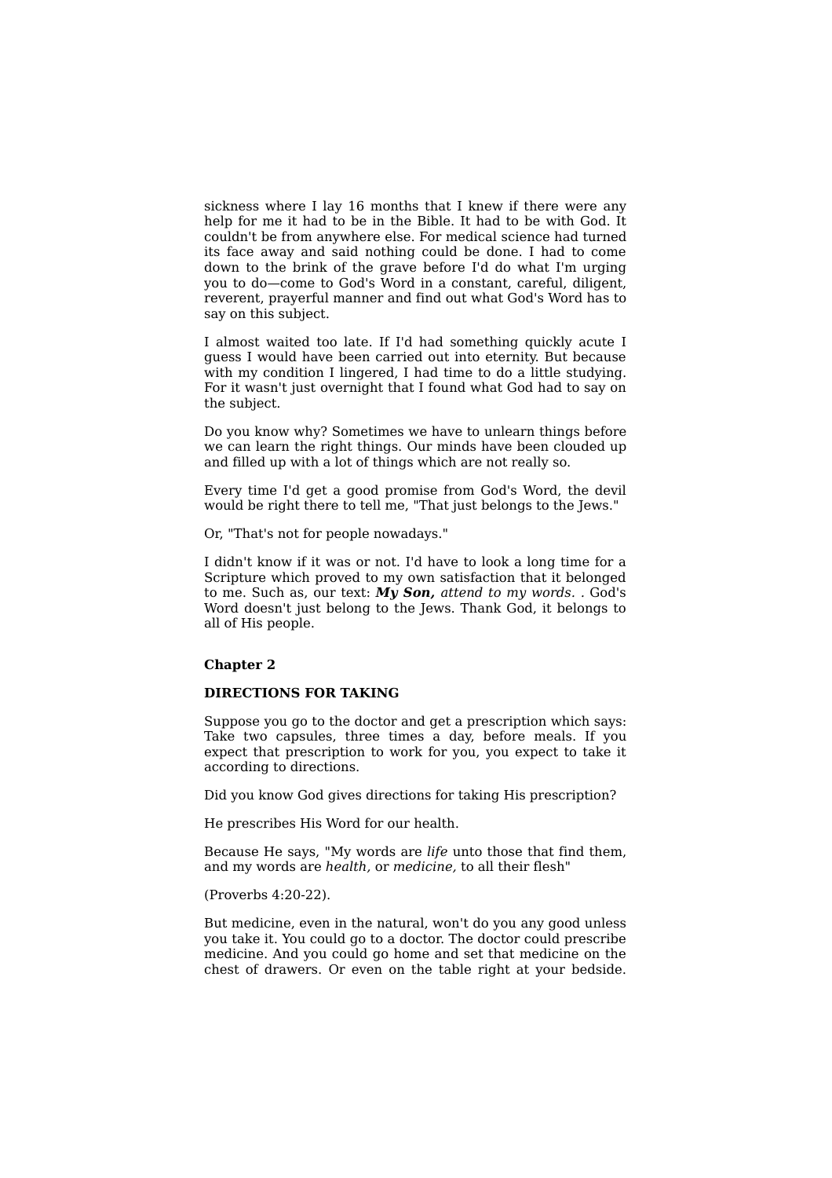sickness where I lay 16 months that I knew if there were any help for me it had to be in the Bible. It had to be with God. It couldn't be from anywhere else. For medical science had turned its face away and said nothing could be done. I had to come down to the brink of the grave before I'd do what I'm urging you to do—come to God's Word in a constant, careful, diligent, reverent, prayerful manner and find out what God's Word has to say on this subject.

I almost waited too late. If I'd had something quickly acute I guess I would have been carried out into eternity. But because with my condition I lingered, I had time to do a little studying. For it wasn't just overnight that I found what God had to say on the subject.

Do you know why? Sometimes we have to unlearn things before we can learn the right things. Our minds have been clouded up and filled up with a lot of things which are not really so.

Every time I'd get a good promise from God's Word, the devil would be right there to tell me, "That just belongs to the Jews."

Or, "That's not for people nowadays."

I didn't know if it was or not. I'd have to look a long time for a Scripture which proved to my own satisfaction that it belonged to me. Such as, our text: ***My Son,*** *attend to my words*. . God's Word doesn't just belong to the Jews. Thank God, it belongs to all of His people.

## Chapter 2

## DIRECTIONS FOR TAKING

Suppose you go to the doctor and get a prescription which says: Take two capsules, three times a day, before meals. If you expect that prescription to work for you, you expect to take it according to directions.

Did you know God gives directions for taking His prescription?

He prescribes His Word for our health.

Because He says, "My words are *life* unto those that find them, and my words are *health,* or *medicine,* to all their flesh"

(Proverbs 4:20-22).

But medicine, even in the natural, won't do you any good unless you take it. You could go to a doctor. The doctor could prescribe medicine. And you could go home and set that medicine on the chest of drawers. Or even on the table right at your bedside.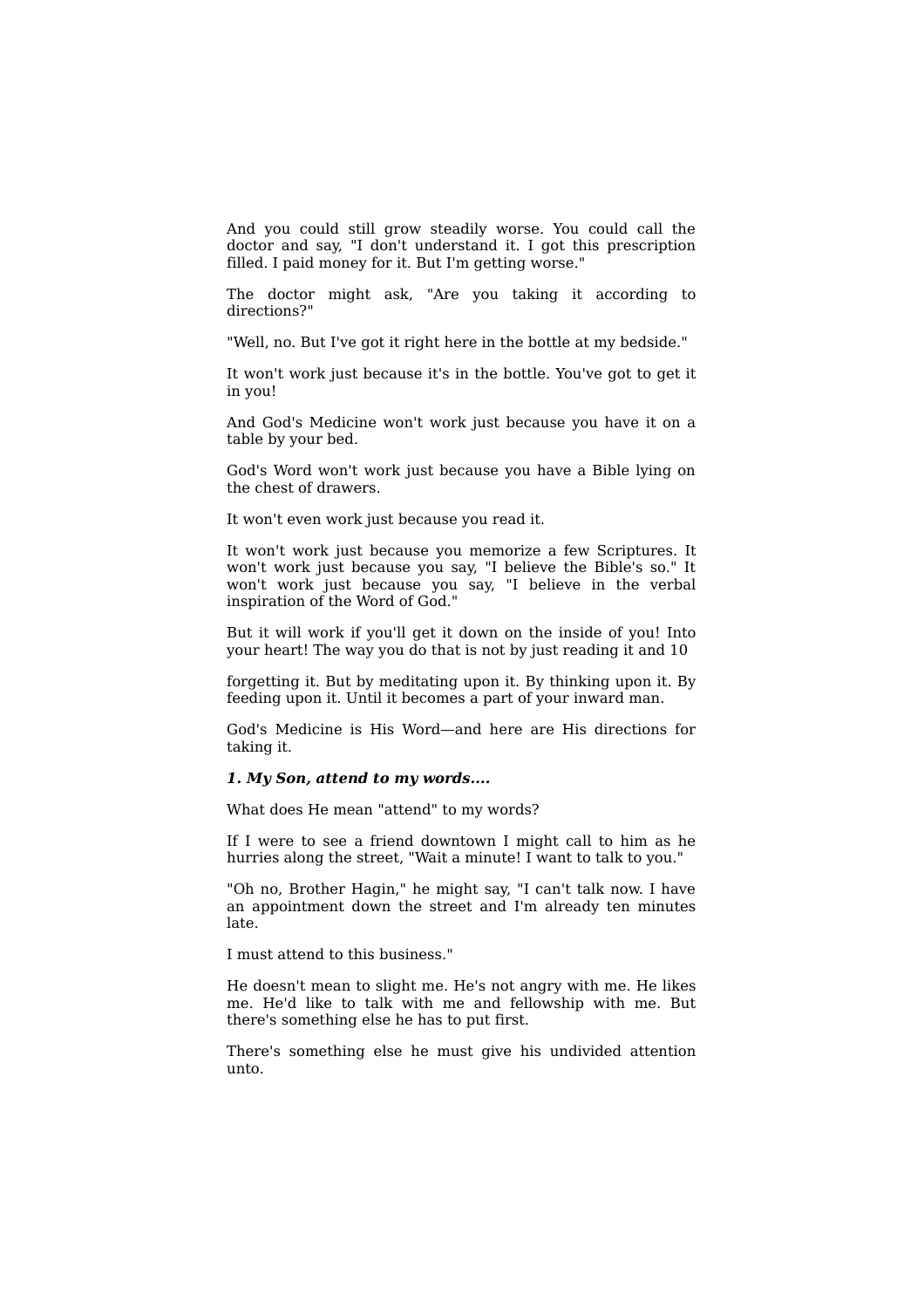And you could still grow steadily worse. You could call the doctor and say, "I don't understand it. I got this prescription filled. I paid money for it. But I'm getting worse."

The doctor might ask, "Are you taking it according to directions?"

"Well, no. But I've got it right here in the bottle at my bedside."

It won't work just because it's in the bottle. You've got to get it in you!

And God's Medicine won't work just because you have it on a table by your bed.

God's Word won't work just because you have a Bible lying on the chest of drawers.

It won't even work just because you read it.

It won't work just because you memorize a few Scriptures. It won't work just because you say, "I believe the Bible's so." It won't work just because you say, "I believe in the verbal inspiration of the Word of God."

But it will work if you'll get it down on the inside of you! Into your heart! The way you do that is not by just reading it and forgetting it. But by meditating upon it. By thinking upon it. By feeding upon it. Until it becomes a part of your inward man.

God's Medicine is His Word—and here are His directions for taking it.

***1. My Son, attend to my words....***

What does He mean "attend" to my words?

If I were to see a friend downtown I might call to him as he hurries along the street, "Wait a minute! I want to talk to you."

"Oh no, Brother Hagin," he might say, "I can't talk now. I have an appointment down the street and I'm already ten minutes late.

I must attend to this business."

He doesn't mean to slight me. He's not angry with me. He likes me. He'd like to talk with me and fellowship with me. But there's something else he has to put first.

There's something else he must give his undivided attention unto.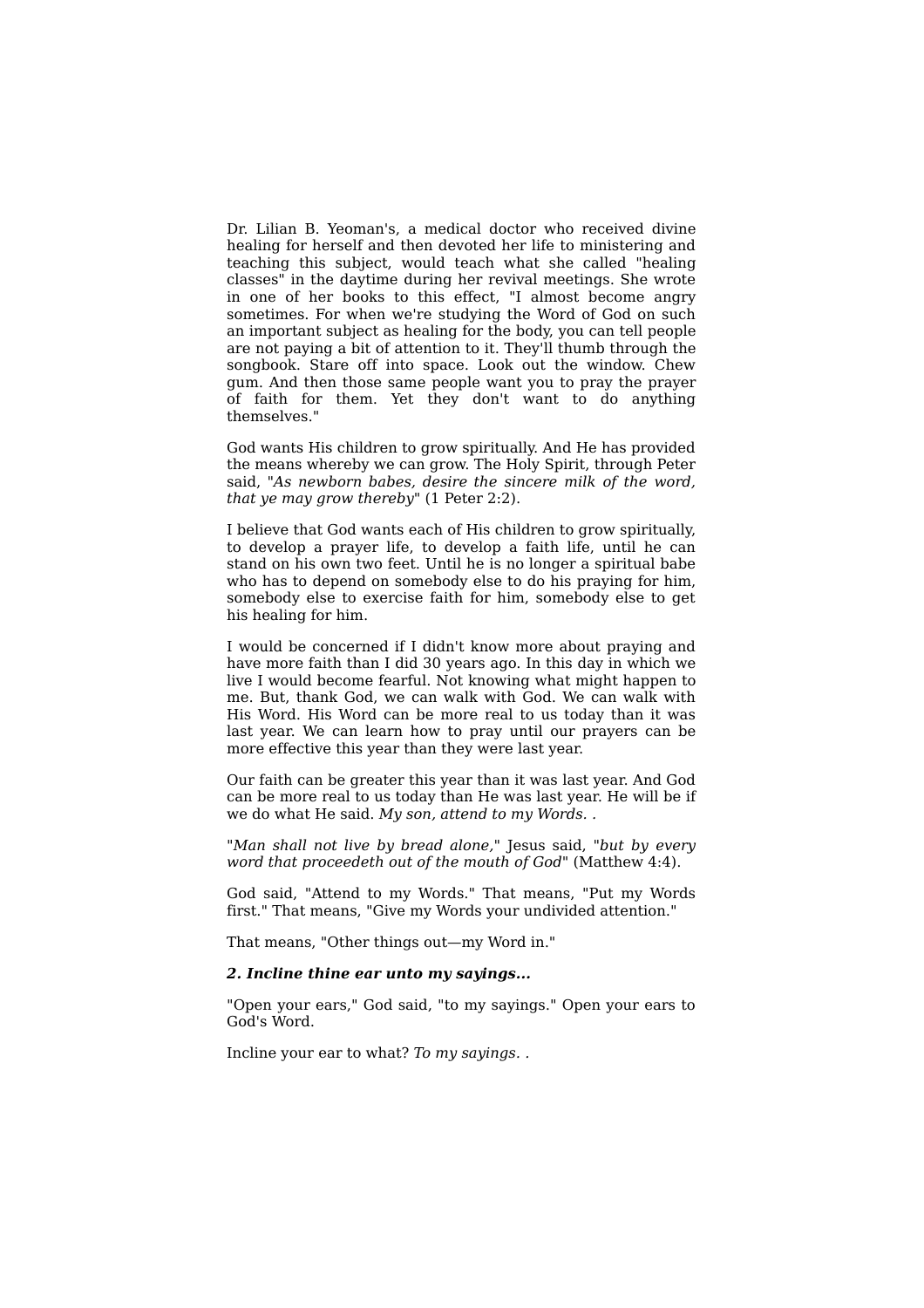Dr. Lilian B. Yeoman's, a medical doctor who received divine healing for herself and then devoted her life to ministering and teaching this subject, would teach what she called "healing classes" in the daytime during her revival meetings. She wrote in one of her books to this effect, "I almost become angry sometimes. For when we're studying the Word of God on such an important subject as healing for the body, you can tell people are not paying a bit of attention to it. They'll thumb through the songbook. Stare off into space. Look out the window. Chew gum. And then those same people want you to pray the prayer of faith for them. Yet they don't want to do anything themselves."

God wants His children to grow spiritually. And He has provided the means whereby we can grow. The Holy Spirit, through Peter said, "*As newborn babes, desire the sincere milk of the word, that ye may grow thereby*" (1 Peter 2:2).

I believe that God wants each of His children to grow spiritually, to develop a prayer life, to develop a faith life, until he can stand on his own two feet. Until he is no longer a spiritual babe who has to depend on somebody else to do his praying for him, somebody else to exercise faith for him, somebody else to get his healing for him.

I would be concerned if I didn't know more about praying and have more faith than I did 30 years ago. In this day in which we live I would become fearful. Not knowing what might happen to me. But, thank God, we can walk with God. We can walk with His Word. His Word can be more real to us today than it was last year. We can learn how to pray until our prayers can be more effective this year than they were last year.

Our faith can be greater this year than it was last year. And God can be more real to us today than He was last year. He will be if we do what He said. *My son, attend to my Words. .*

"*Man shall not live by bread alone,*" Jesus said, "*but by every word that proceedeth out of the mouth of God*" (Matthew 4:4).

God said, "Attend to my Words." That means, "Put my Words first." That means, "Give my Words your undivided attention."

That means, "Other things out—my Word in."

***2. Incline thine ear unto my sayings...***

"Open your ears," God said, "to my sayings." Open your ears to God's Word.

Incline your ear to what? *To my sayings. .*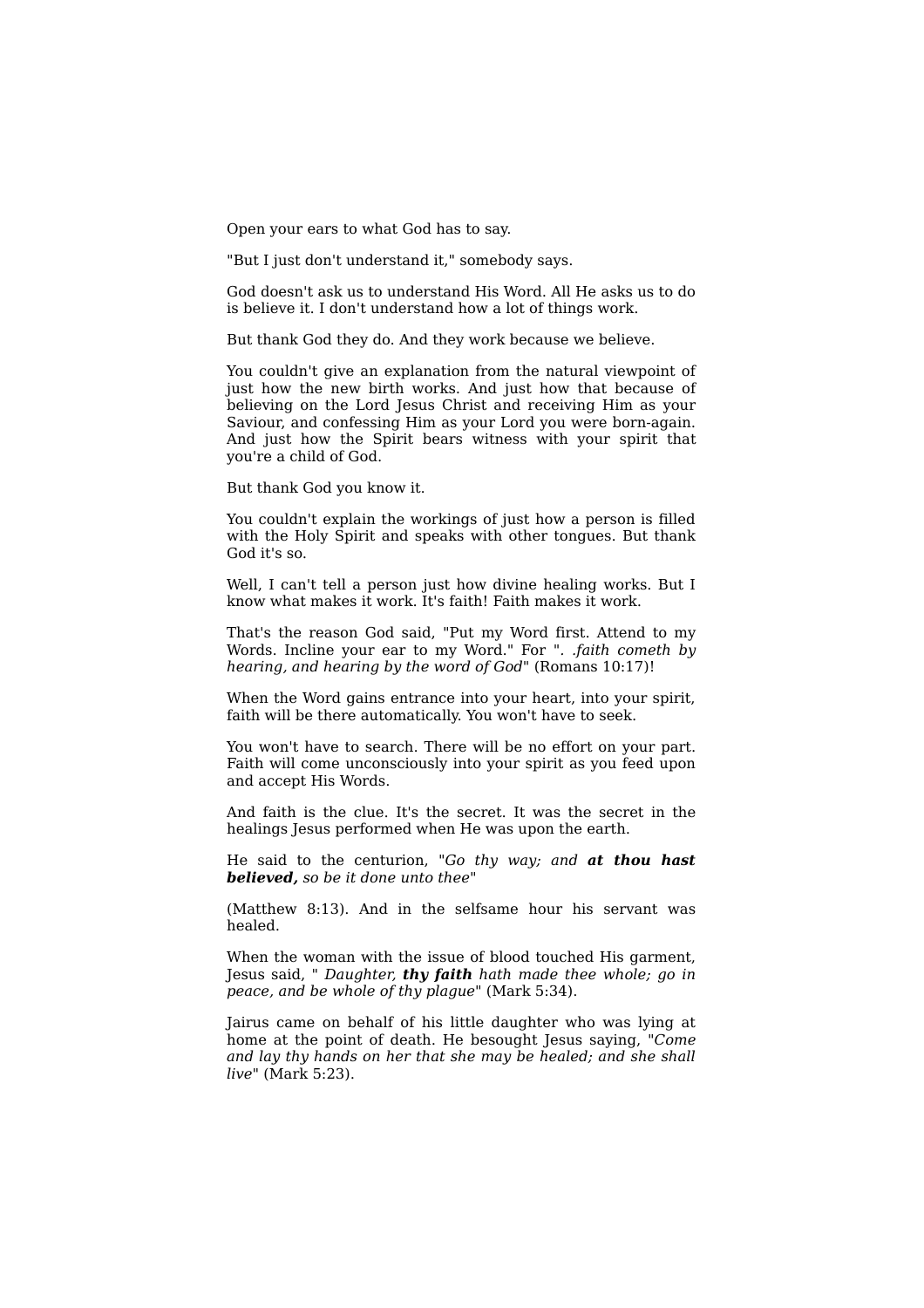Open your ears to what God has to say.

"But I just don't understand it," somebody says.

God doesn't ask us to understand His Word. All He asks us to do is believe it. I don't understand how a lot of things work.

But thank God they do. And they work because we believe.

You couldn't give an explanation from the natural viewpoint of just how the new birth works. And just how that because of believing on the Lord Jesus Christ and receiving Him as your Saviour, and confessing Him as your Lord you were born-again. And just how the Spirit bears witness with your spirit that you're a child of God.

But thank God you know it.

You couldn't explain the workings of just how a person is filled with the Holy Spirit and speaks with other tongues. But thank God it's so.

Well, I can't tell a person just how divine healing works. But I know what makes it work. It's faith! Faith makes it work.

That's the reason God said, "Put my Word first. Attend to my Words. Incline your ear to my Word." For ". *.faith cometh by hearing, and hearing by the word of God*" (Romans 10:17)!

When the Word gains entrance into your heart, into your spirit, faith will be there automatically. You won't have to seek.

You won't have to search. There will be no effort on your part. Faith will come unconsciously into your spirit as you feed upon and accept His Words.

And faith is the clue. It's the secret. It was the secret in the healings Jesus performed when He was upon the earth.

He said to the centurion, "*Go thy way; and* ***at thou hast believed,*** *so be it done unto thee*"

(Matthew 8:13). And in the selfsame hour his servant was healed.

When the woman with the issue of blood touched His garment, Jesus said, " *Daughter,* ***thy faith*** *hath made thee whole; go in peace, and be whole of thy plague*" (Mark 5:34).

Jairus came on behalf of his little daughter who was lying at home at the point of death. He besought Jesus saying, "*Come and lay thy hands on her that she may be healed; and she shall live*" (Mark 5:23).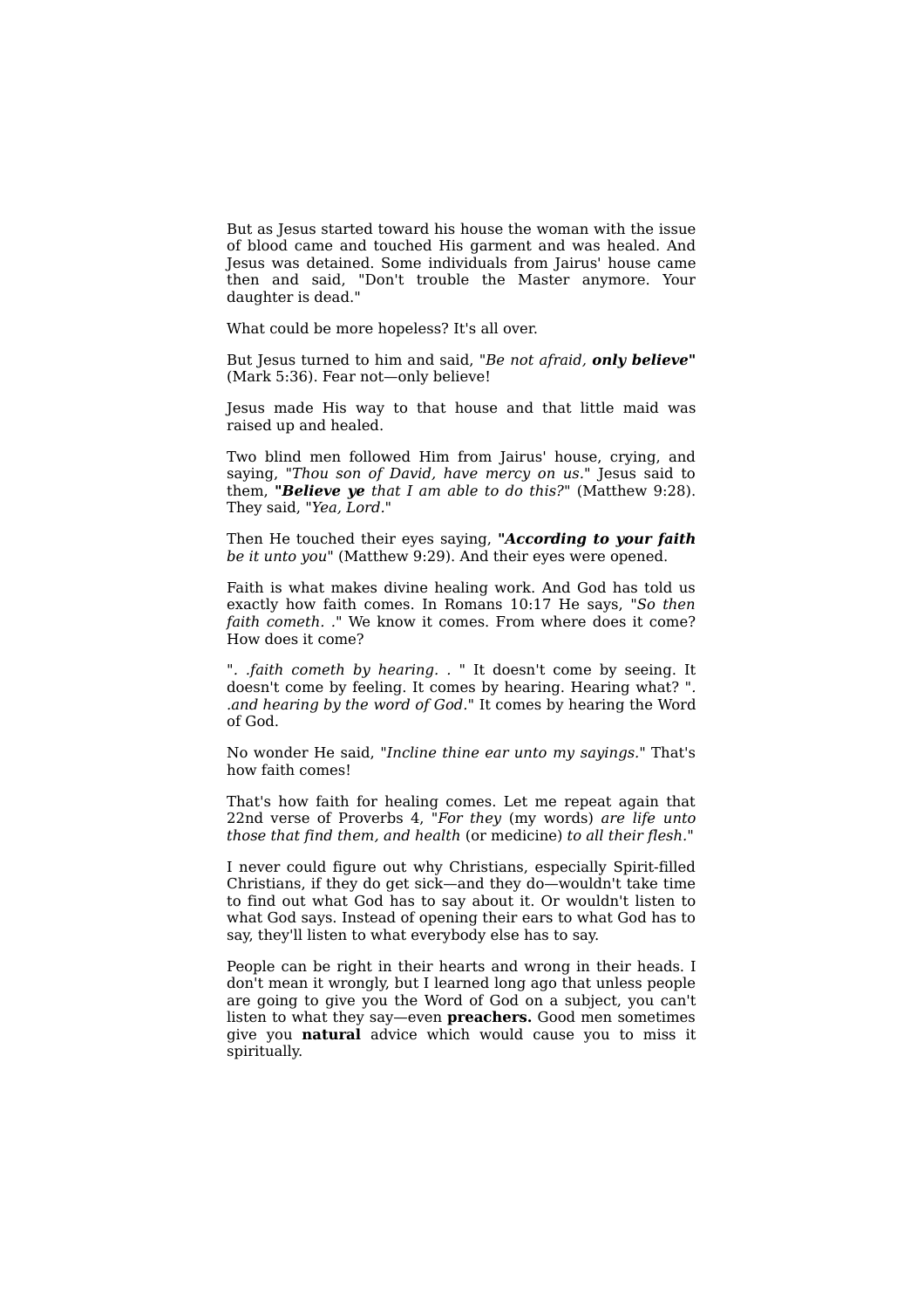But as Jesus started toward his house the woman with the issue of blood came and touched His garment and was healed. And Jesus was detained. Some individuals from Jairus' house came then and said, "Don't trouble the Master anymore. Your daughter is dead."

What could be more hopeless? It's all over.

But Jesus turned to him and said, "*Be not afraid, **only believe***" (Mark 5:36). Fear not—only believe!

Jesus made His way to that house and that little maid was raised up and healed.

Two blind men followed Him from Jairus' house, crying, and saying, "*Thou son of David, have mercy on us*." Jesus said to them, ***"Believe ye** that I am able to do this?*" (Matthew 9:28). They said, "*Yea, Lord*."

Then He touched their eyes saying, ***"According to your faith** be it unto you*" (Matthew 9:29). And their eyes were opened.

Faith is what makes divine healing work. And God has told us exactly how faith comes. In Romans 10:17 He says, "*So then faith cometh. .*" We know it comes. From where does it come? How does it come?

". *.faith cometh by hearing. .* " It doesn't come by seeing. It doesn't come by feeling. It comes by hearing. Hearing what? ". *.and hearing by the word of God*." It comes by hearing the Word of God.

No wonder He said, "*Incline thine ear unto my sayings*." That's how faith comes!

That's how faith for healing comes. Let me repeat again that 22nd verse of Proverbs 4, "*For they* (my words) *are life unto those that find them, and health* (or medicine) *to all their flesh*."

I never could figure out why Christians, especially Spirit-filled Christians, if they do get sick—and they do—wouldn't take time to find out what God has to say about it. Or wouldn't listen to what God says. Instead of opening their ears to what God has to say, they'll listen to what everybody else has to say.

People can be right in their hearts and wrong in their heads. I don't mean it wrongly, but I learned long ago that unless people are going to give you the Word of God on a subject, you can't listen to what they say—even **preachers.** Good men sometimes give you **natural** advice which would cause you to miss it spiritually.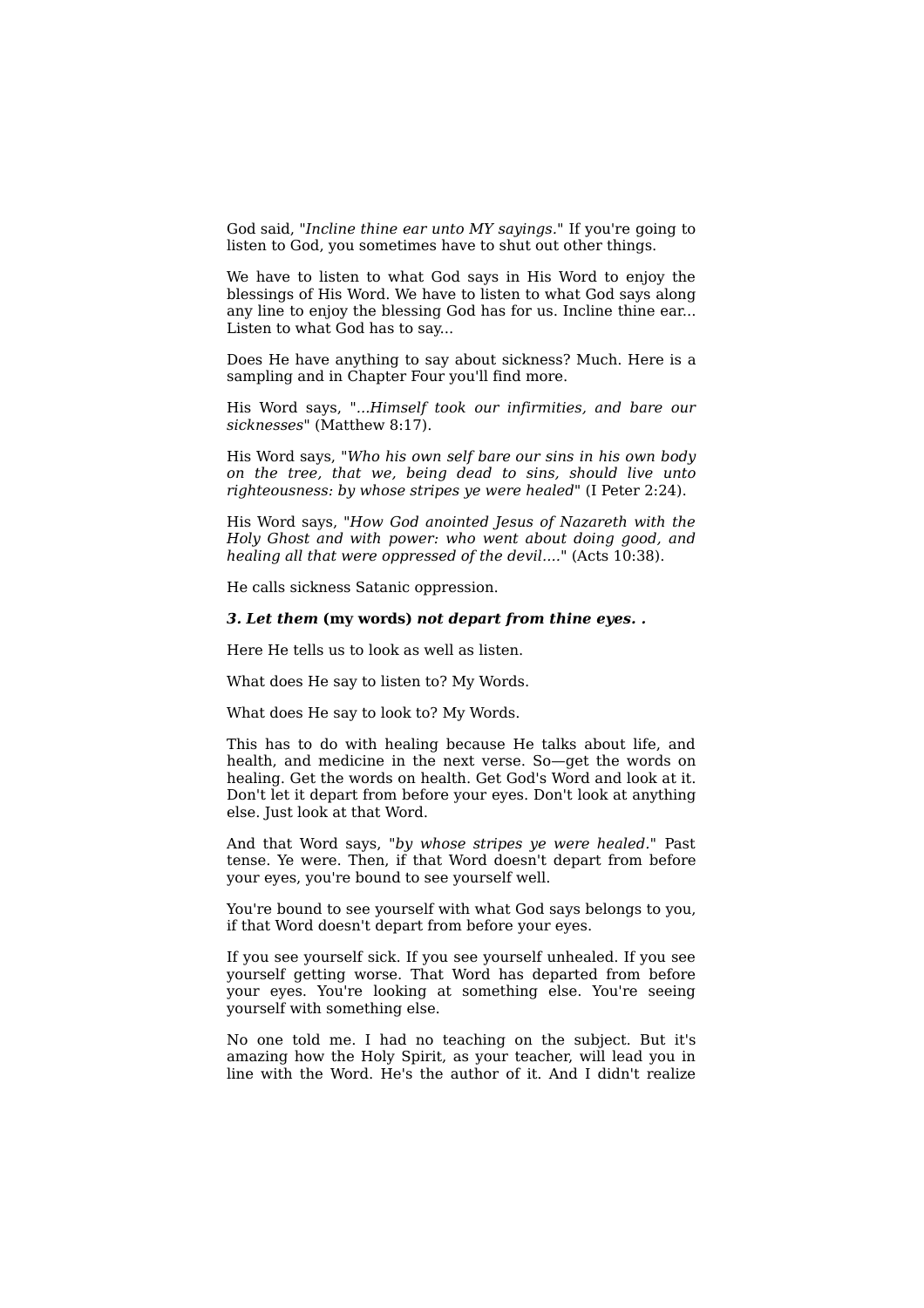God said, "*Incline thine ear unto MY sayings*." If you're going to listen to God, you sometimes have to shut out other things.

We have to listen to what God says in His Word to enjoy the blessings of His Word. We have to listen to what God says along any line to enjoy the blessing God has for us. Incline thine ear... Listen to what God has to say...

Does He have anything to say about sickness? Much. Here is a sampling and in Chapter Four you'll find more.

His Word says, "*...Himself took our infirmities, and bare our sicknesses*" (Matthew 8:17).

His Word says, "*Who his own self bare our sins in his own body on the tree, that we, being dead to sins, should live unto righteousness: by whose stripes ye were healed*" (I Peter 2:24).

His Word says, "*How God anointed Jesus of Nazareth with the Holy Ghost and with power: who went about doing good, and healing all that were oppressed of the devil....*" (Acts 10:38).

He calls sickness Satanic oppression.

***3. Let them* (my words) *not depart from thine eyes. .***

Here He tells us to look as well as listen.

What does He say to listen to? My Words.

What does He say to look to? My Words.

This has to do with healing because He talks about life, and health, and medicine in the next verse. So—get the words on healing. Get the words on health. Get God's Word and look at it. Don't let it depart from before your eyes. Don't look at anything else. Just look at that Word.

And that Word says, "*by whose stripes ye were healed*." Past tense. Ye were. Then, if that Word doesn't depart from before your eyes, you're bound to see yourself well.

You're bound to see yourself with what God says belongs to you, if that Word doesn't depart from before your eyes.

If you see yourself sick. If you see yourself unhealed. If you see yourself getting worse. That Word has departed from before your eyes. You're looking at something else. You're seeing yourself with something else.

No one told me. I had no teaching on the subject. But it's amazing how the Holy Spirit, as your teacher, will lead you in line with the Word. He's the author of it. And I didn't realize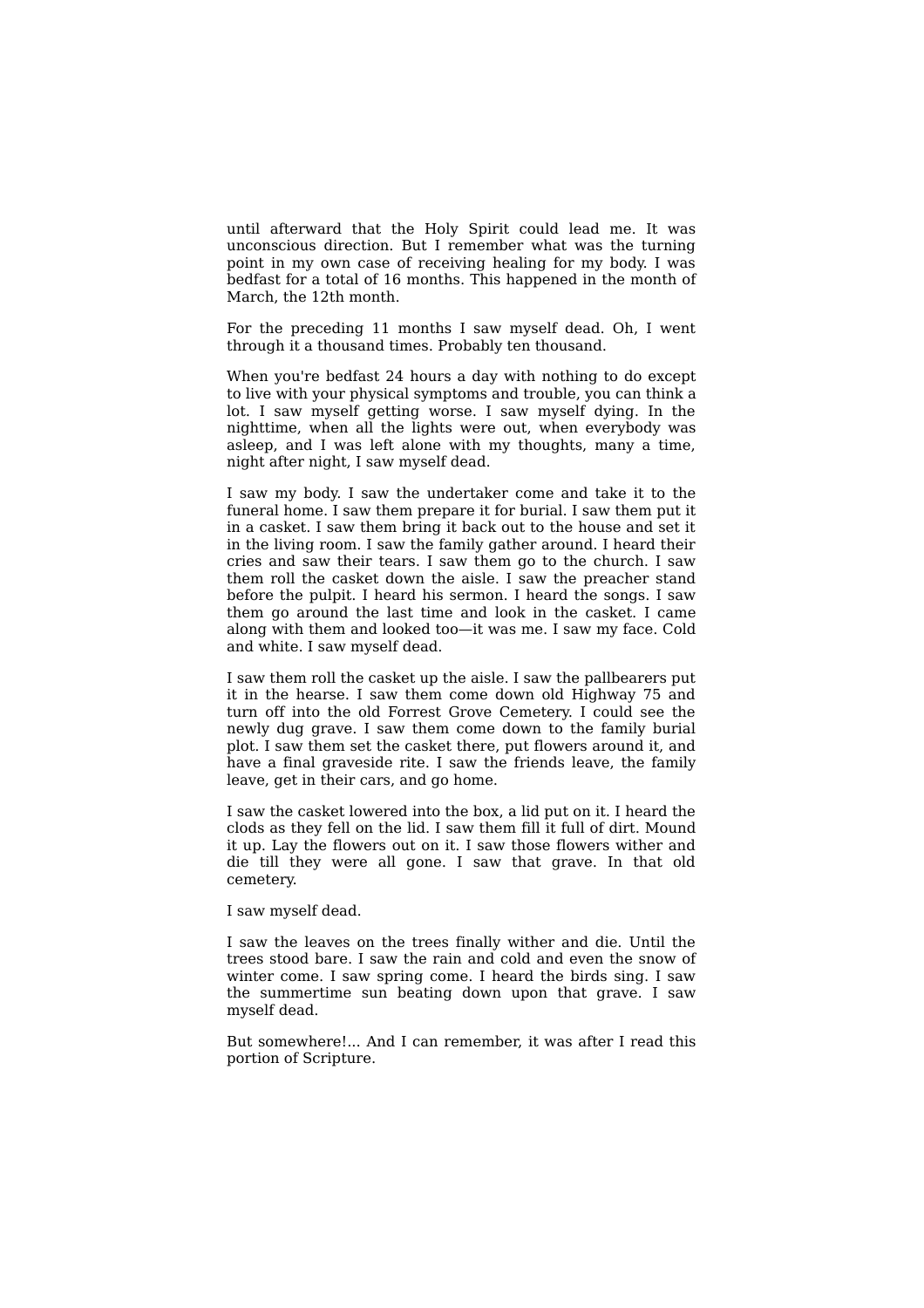until afterward that the Holy Spirit could lead me. It was unconscious direction. But I remember what was the turning point in my own case of receiving healing for my body. I was bedfast for a total of 16 months. This happened in the month of March, the 12th month.

For the preceding 11 months I saw myself dead. Oh, I went through it a thousand times. Probably ten thousand.

When you're bedfast 24 hours a day with nothing to do except to live with your physical symptoms and trouble, you can think a lot. I saw myself getting worse. I saw myself dying. In the nighttime, when all the lights were out, when everybody was asleep, and I was left alone with my thoughts, many a time, night after night, I saw myself dead.

I saw my body. I saw the undertaker come and take it to the funeral home. I saw them prepare it for burial. I saw them put it in a casket. I saw them bring it back out to the house and set it in the living room. I saw the family gather around. I heard their cries and saw their tears. I saw them go to the church. I saw them roll the casket down the aisle. I saw the preacher stand before the pulpit. I heard his sermon. I heard the songs. I saw them go around the last time and look in the casket. I came along with them and looked too—it was me. I saw my face. Cold and white. I saw myself dead.

I saw them roll the casket up the aisle. I saw the pallbearers put it in the hearse. I saw them come down old Highway 75 and turn off into the old Forrest Grove Cemetery. I could see the newly dug grave. I saw them come down to the family burial plot. I saw them set the casket there, put flowers around it, and have a final graveside rite. I saw the friends leave, the family leave, get in their cars, and go home.

I saw the casket lowered into the box, a lid put on it. I heard the clods as they fell on the lid. I saw them fill it full of dirt. Mound it up. Lay the flowers out on it. I saw those flowers wither and die till they were all gone. I saw that grave. In that old cemetery.

I saw myself dead.

I saw the leaves on the trees finally wither and die. Until the trees stood bare. I saw the rain and cold and even the snow of winter come. I saw spring come. I heard the birds sing. I saw the summertime sun beating down upon that grave. I saw myself dead.

But somewhere!... And I can remember, it was after I read this portion of Scripture.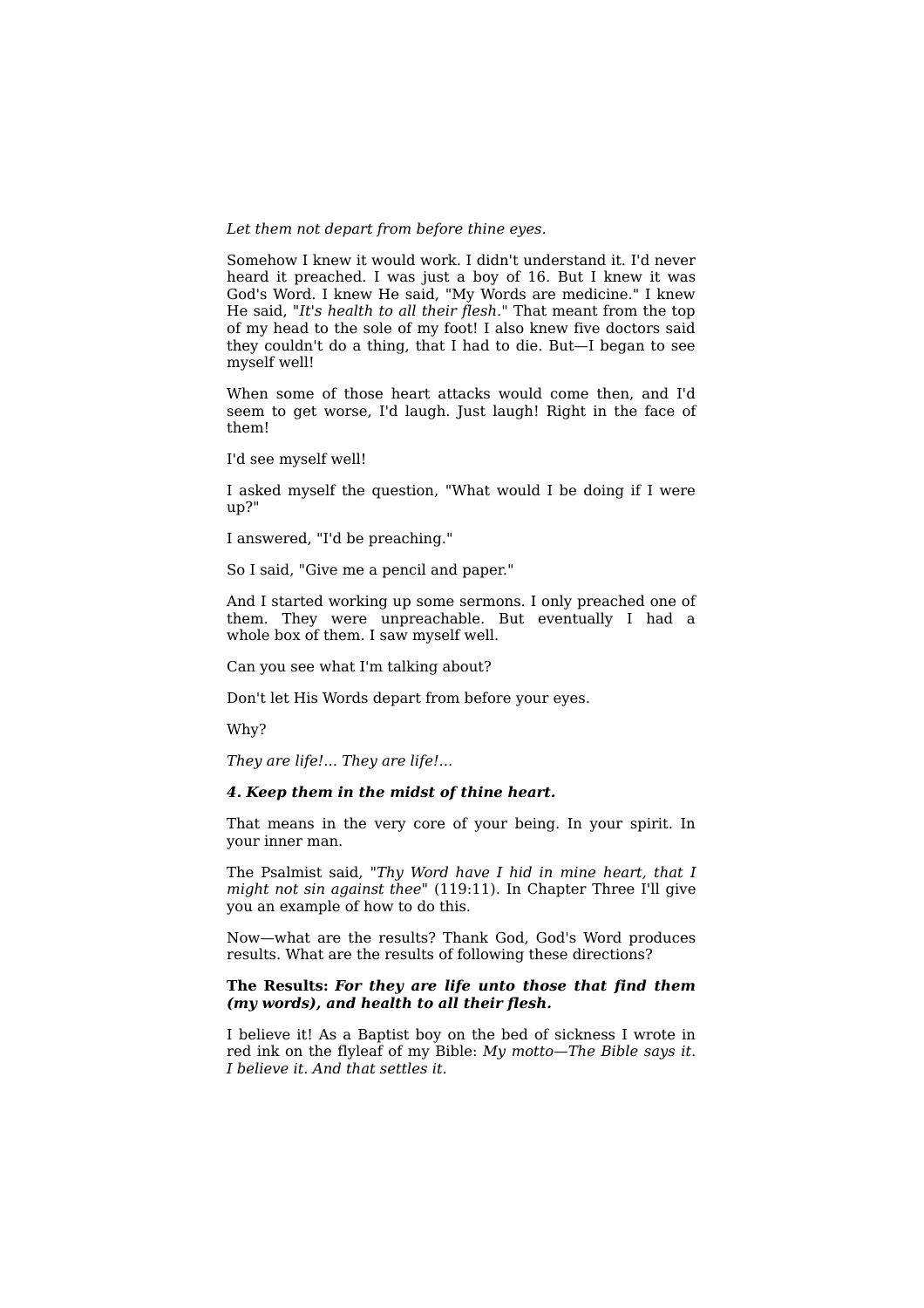*Let them not depart from before thine eyes.*

Somehow I knew it would work. I didn't understand it. I'd never heard it preached. I was just a boy of 16. But I knew it was God's Word. I knew He said, "My Words are medicine." I knew He said, "*It's health to all their flesh*." That meant from the top of my head to the sole of my foot! I also knew five doctors said they couldn't do a thing, that I had to die. But—I began to see myself well!

When some of those heart attacks would come then, and I'd seem to get worse, I'd laugh. Just laugh! Right in the face of them!

I'd see myself well!

I asked myself the question, "What would I be doing if I were up?"

I answered, "I'd be preaching."

So I said, "Give me a pencil and paper."

And I started working up some sermons. I only preached one of them. They were unpreachable. But eventually I had a whole box of them. I saw myself well.

Can you see what I'm talking about?

Don't let His Words depart from before your eyes.

Why?

*They are life!... They are life!...*

***4. Keep them in the midst of thine heart.***

That means in the very core of your being. In your spirit. In your inner man.

The Psalmist said, "*Thy Word have I hid in mine heart, that I might not sin against thee*" (119:11). In Chapter Three I'll give you an example of how to do this.

Now—what are the results? Thank God, God's Word produces results. What are the results of following these directions?

**The Results:** ***For they are life unto those that find them (my words), and health to all their flesh.***

I believe it! As a Baptist boy on the bed of sickness I wrote in red ink on the flyleaf of my Bible: *My motto—The Bible says it. I believe it. And that settles it.*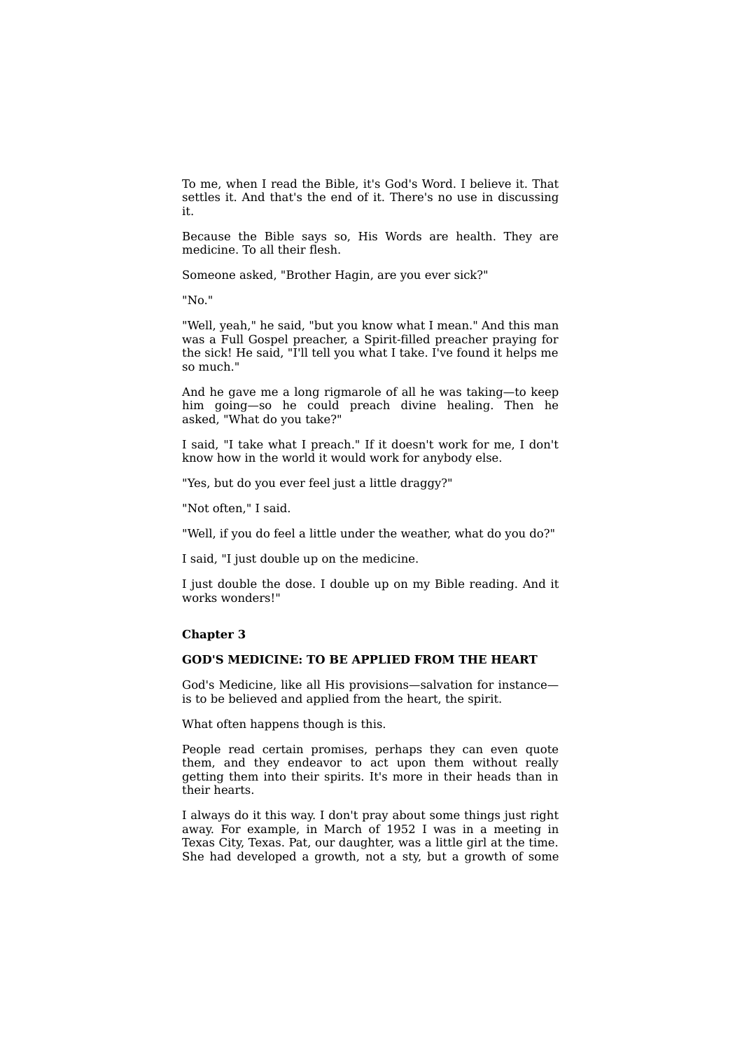To me, when I read the Bible, it's God's Word. I believe it. That settles it. And that's the end of it. There's no use in discussing it.

Because the Bible says so, His Words are health. They are medicine. To all their flesh.

Someone asked, "Brother Hagin, are you ever sick?"

"No."

"Well, yeah," he said, "but you know what I mean." And this man was a Full Gospel preacher, a Spirit-filled preacher praying for the sick! He said, "I'll tell you what I take. I've found it helps me so much."

And he gave me a long rigmarole of all he was taking—to keep him going—so he could preach divine healing. Then he asked, "What do you take?"

I said, "I take what I preach." If it doesn't work for me, I don't know how in the world it would work for anybody else.

"Yes, but do you ever feel just a little draggy?"

"Not often," I said.

"Well, if you do feel a little under the weather, what do you do?"

I said, "I just double up on the medicine.

I just double the dose. I double up on my Bible reading. And it works wonders!"

**Chapter 3**

**GOD'S MEDICINE: TO BE APPLIED FROM THE HEART**

God's Medicine, like all His provisions—salvation for instance—is to be believed and applied from the heart, the spirit.

What often happens though is this.

People read certain promises, perhaps they can even quote them, and they endeavor to act upon them without really getting them into their spirits. It's more in their heads than in their hearts.

I always do it this way. I don't pray about some things just right away. For example, in March of 1952 I was in a meeting in Texas City, Texas. Pat, our daughter, was a little girl at the time. She had developed a growth, not a sty, but a growth of some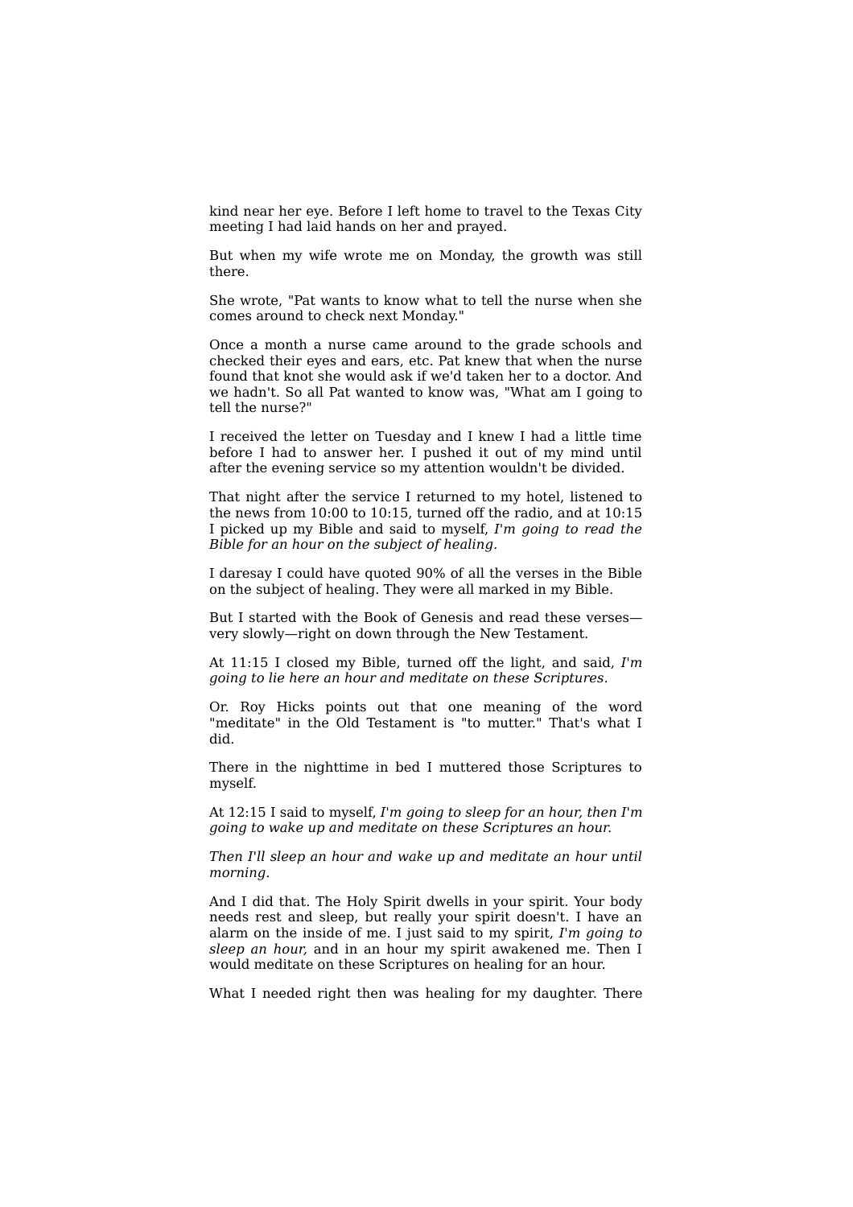kind near her eye. Before I left home to travel to the Texas City meeting I had laid hands on her and prayed.

But when my wife wrote me on Monday, the growth was still there.

She wrote, "Pat wants to know what to tell the nurse when she comes around to check next Monday."

Once a month a nurse came around to the grade schools and checked their eyes and ears, etc. Pat knew that when the nurse found that knot she would ask if we'd taken her to a doctor. And we hadn't. So all Pat wanted to know was, "What am I going to tell the nurse?"

I received the letter on Tuesday and I knew I had a little time before I had to answer her. I pushed it out of my mind until after the evening service so my attention wouldn't be divided.

That night after the service I returned to my hotel, listened to the news from 10:00 to 10:15, turned off the radio, and at 10:15 I picked up my Bible and said to myself, *I'm going to read the Bible for an hour on the subject of healing.*

I daresay I could have quoted 90% of all the verses in the Bible on the subject of healing. They were all marked in my Bible.

But I started with the Book of Genesis and read these verses—very slowly—right on down through the New Testament.

At 11:15 I closed my Bible, turned off the light, and said, *I'm going to lie here an hour and meditate on these Scriptures.*

Or. Roy Hicks points out that one meaning of the word "meditate" in the Old Testament is "to mutter." That's what I did.

There in the nighttime in bed I muttered those Scriptures to myself.

At 12:15 I said to myself, *I'm going to sleep for an hour, then I'm going to wake up and meditate on these Scriptures an hour.*

*Then I'll sleep an hour and wake up and meditate an hour until morning.*

And I did that. The Holy Spirit dwells in your spirit. Your body needs rest and sleep, but really your spirit doesn't. I have an alarm on the inside of me. I just said to my spirit, *I'm going to sleep an hour,* and in an hour my spirit awakened me. Then I would meditate on these Scriptures on healing for an hour.

What I needed right then was healing for my daughter. There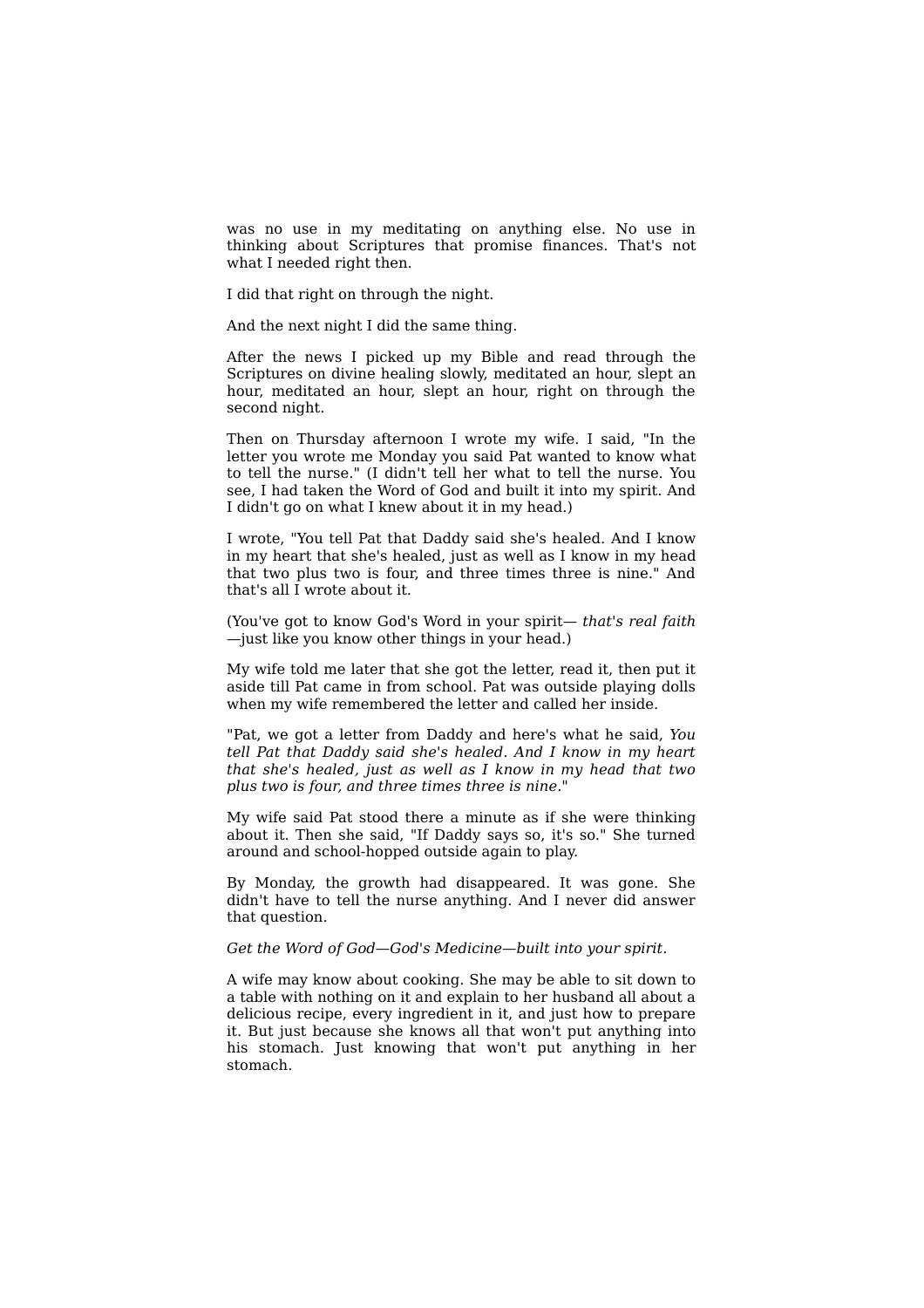was no use in my meditating on anything else. No use in thinking about Scriptures that promise finances. That's not what I needed right then.

I did that right on through the night.

And the next night I did the same thing.

After the news I picked up my Bible and read through the Scriptures on divine healing slowly, meditated an hour, slept an hour, meditated an hour, slept an hour, right on through the second night.

Then on Thursday afternoon I wrote my wife. I said, "In the letter you wrote me Monday you said Pat wanted to know what to tell the nurse." (I didn't tell her what to tell the nurse. You see, I had taken the Word of God and built it into my spirit. And I didn't go on what I knew about it in my head.)

I wrote, "You tell Pat that Daddy said she's healed. And I know in my heart that she's healed, just as well as I know in my head that two plus two is four, and three times three is nine." And that's all I wrote about it.

(You've got to know God's Word in your spirit— *that's real faith* —just like you know other things in your head.)

My wife told me later that she got the letter, read it, then put it aside till Pat came in from school. Pat was outside playing dolls when my wife remembered the letter and called her inside.

"Pat, we got a letter from Daddy and here's what he said, *You tell Pat that Daddy said she's healed. And I know in my heart that she's healed, just as well as I know in my head that two plus two is four, and three times three is nine*."

My wife said Pat stood there a minute as if she were thinking about it. Then she said, "If Daddy says so, it's so." She turned around and school-hopped outside again to play.

By Monday, the growth had disappeared. It was gone. She didn't have to tell the nurse anything. And I never did answer that question.

*Get the Word of God—God's Medicine—built into your spirit.*

A wife may know about cooking. She may be able to sit down to a table with nothing on it and explain to her husband all about a delicious recipe, every ingredient in it, and just how to prepare it. But just because she knows all that won't put anything into his stomach. Just knowing that won't put anything in her stomach.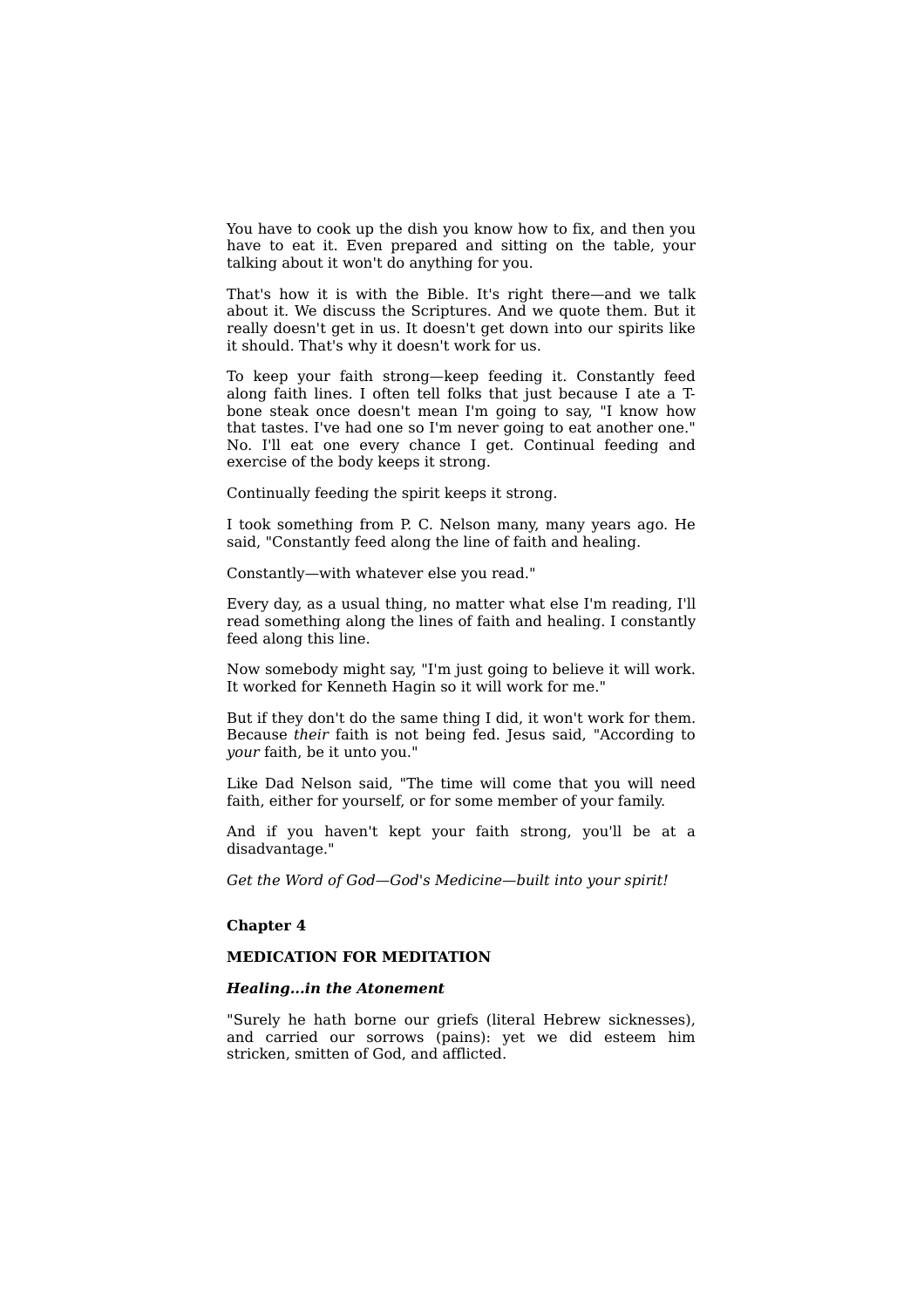You have to cook up the dish you know how to fix, and then you have to eat it. Even prepared and sitting on the table, your talking about it won't do anything for you.

That's how it is with the Bible. It's right there—and we talk about it. We discuss the Scriptures. And we quote them. But it really doesn't get in us. It doesn't get down into our spirits like it should. That's why it doesn't work for us.

To keep your faith strong—keep feeding it. Constantly feed along faith lines. I often tell folks that just because I ate a T-bone steak once doesn't mean I'm going to say, "I know how that tastes. I've had one so I'm never going to eat another one." No. I'll eat one every chance I get. Continual feeding and exercise of the body keeps it strong.

Continually feeding the spirit keeps it strong.

I took something from P. C. Nelson many, many years ago. He said, "Constantly feed along the line of faith and healing.

Constantly—with whatever else you read."

Every day, as a usual thing, no matter what else I'm reading, I'll read something along the lines of faith and healing. I constantly feed along this line.

Now somebody might say, "I'm just going to believe it will work. It worked for Kenneth Hagin so it will work for me."

But if they don't do the same thing I did, it won't work for them. Because *their* faith is not being fed. Jesus said, "According to *your* faith, be it unto you."

Like Dad Nelson said, "The time will come that you will need faith, either for yourself, or for some member of your family.

And if you haven't kept your faith strong, you'll be at a disadvantage."

*Get the Word of God—God's Medicine—built into your spirit!*

## Chapter 4

### MEDICATION FOR MEDITATION

***Healing...in the Atonement***

"Surely he hath borne our griefs (literal Hebrew sicknesses), and carried our sorrows (pains): yet we did esteem him stricken, smitten of God, and afflicted.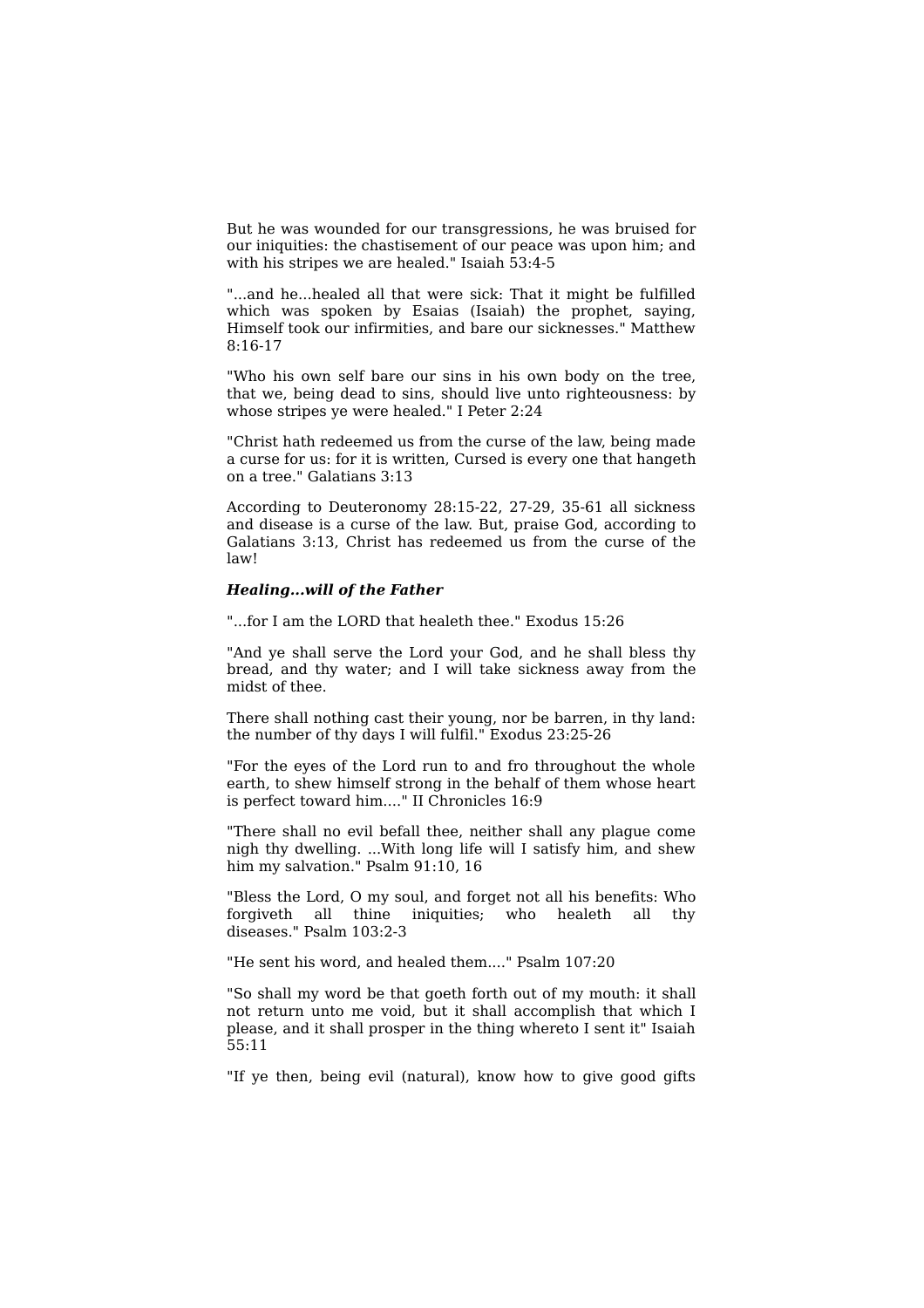But he was wounded for our transgressions, he was bruised for our iniquities: the chastisement of our peace was upon him; and with his stripes we are healed." Isaiah 53:4-5

"...and he...healed all that were sick: That it might be fulfilled which was spoken by Esaias (Isaiah) the prophet, saying, Himself took our infirmities, and bare our sicknesses." Matthew 8:16-17

"Who his own self bare our sins in his own body on the tree, that we, being dead to sins, should live unto righteousness: by whose stripes ye were healed." I Peter 2:24

"Christ hath redeemed us from the curse of the law, being made a curse for us: for it is written, Cursed is every one that hangeth on a tree." Galatians 3:13

According to Deuteronomy 28:15-22, 27-29, 35-61 all sickness and disease is a curse of the law. But, praise God, according to Galatians 3:13, Christ has redeemed us from the curse of the law!

***Healing...will of the Father***

"...for I am the LORD that healeth thee." Exodus 15:26

"And ye shall serve the Lord your God, and he shall bless thy bread, and thy water; and I will take sickness away from the midst of thee.

There shall nothing cast their young, nor be barren, in thy land: the number of thy days I will fulfil." Exodus 23:25-26

"For the eyes of the Lord run to and fro throughout the whole earth, to shew himself strong in the behalf of them whose heart is perfect toward him...." II Chronicles 16:9

"There shall no evil befall thee, neither shall any plague come nigh thy dwelling. ...With long life will I satisfy him, and shew him my salvation." Psalm 91:10, 16

"Bless the Lord, O my soul, and forget not all his benefits: Who forgiveth all thine iniquities; who healeth all thy diseases." Psalm 103:2-3

"He sent his word, and healed them...." Psalm 107:20

"So shall my word be that goeth forth out of my mouth: it shall not return unto me void, but it shall accomplish that which I please, and it shall prosper in the thing whereto I sent it" Isaiah 55:11

"If ye then, being evil (natural), know how to give good gifts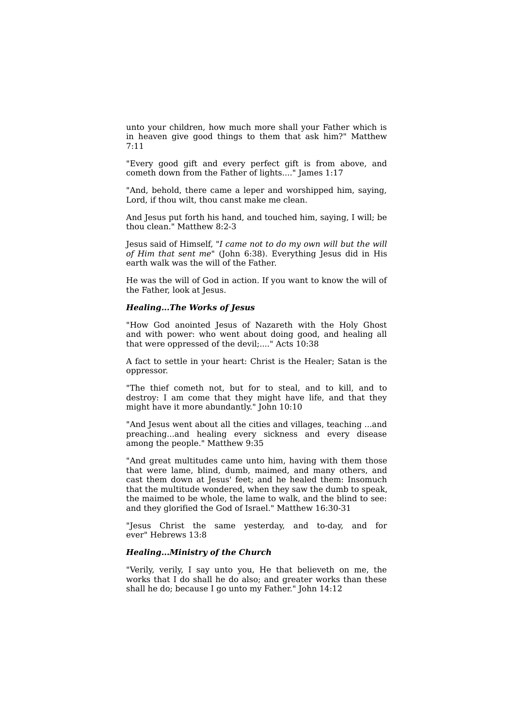unto your children, how much more shall your Father which is in heaven give good things to them that ask him?" Matthew 7:11

"Every good gift and every perfect gift is from above, and cometh down from the Father of lights...." James 1:17

"And, behold, there came a leper and worshipped him, saying, Lord, if thou wilt, thou canst make me clean.

And Jesus put forth his hand, and touched him, saying, I will; be thou clean." Matthew 8:2-3

Jesus said of Himself, "*I came not to do my own will but the will of Him that sent me*" (John 6:38). Everything Jesus did in His earth walk was the will of the Father.

He was the will of God in action. If you want to know the will of the Father, look at Jesus.

***Healing...The Works of Jesus***

"How God anointed Jesus of Nazareth with the Holy Ghost and with power: who went about doing good, and healing all that were oppressed of the devil;...." Acts 10:38

A fact to settle in your heart: Christ is the Healer; Satan is the oppressor.

"The thief cometh not, but for to steal, and to kill, and to destroy: I am come that they might have life, and that they might have it more abundantly." John 10:10

"And Jesus went about all the cities and villages, teaching ...and preaching...and healing every sickness and every disease among the people." Matthew 9:35

"And great multitudes came unto him, having with them those that were lame, blind, dumb, maimed, and many others, and cast them down at Jesus' feet; and he healed them: Insomuch that the multitude wondered, when they saw the dumb to speak, the maimed to be whole, the lame to walk, and the blind to see: and they glorified the God of Israel." Matthew 16:30-31

"Jesus Christ the same yesterday, and to-day, and for ever" Hebrews 13:8

***Healing...Ministry of the Church***

"Verily, verily, I say unto you, He that believeth on me, the works that I do shall he do also; and greater works than these shall he do; because I go unto my Father." John 14:12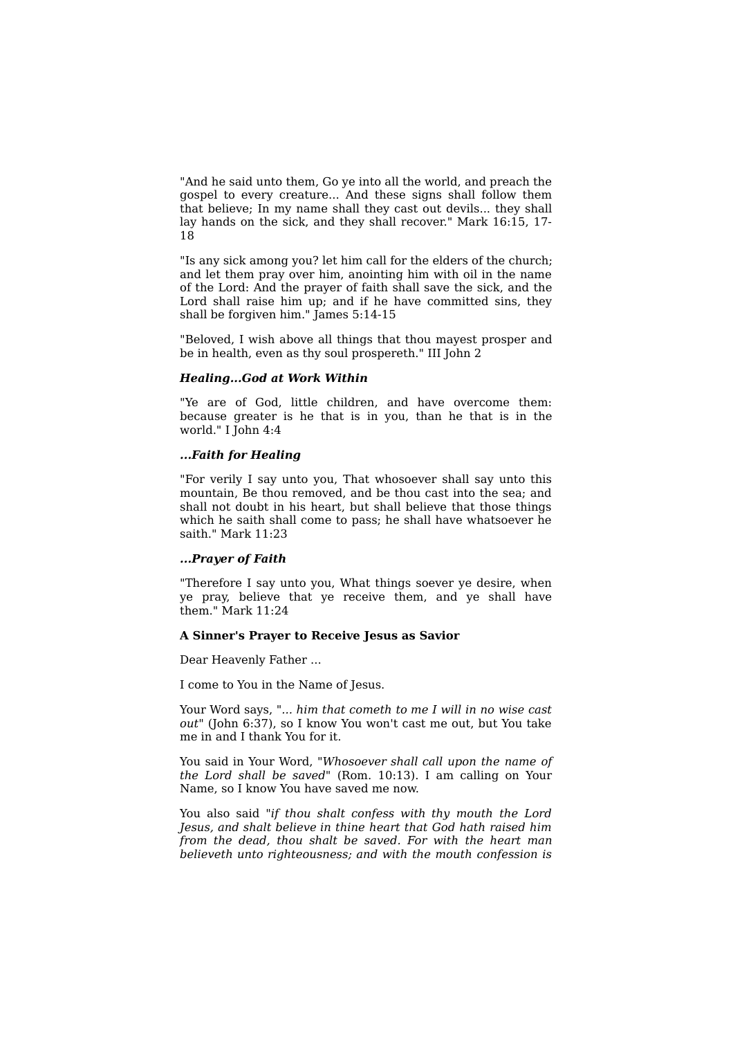"And he said unto them, Go ye into all the world, and preach the gospel to every creature... And these signs shall follow them that believe; In my name shall they cast out devils... they shall lay hands on the sick, and they shall recover." Mark 16:15, 17-18

"Is any sick among you? let him call for the elders of the church; and let them pray over him, anointing him with oil in the name of the Lord: And the prayer of faith shall save the sick, and the Lord shall raise him up; and if he have committed sins, they shall be forgiven him." James 5:14-15

"Beloved, I wish above all things that thou mayest prosper and be in health, even as thy soul prospereth." III John 2

***Healing...God at Work Within***

"Ye are of God, little children, and have overcome them: because greater is he that is in you, than he that is in the world." I John 4:4

***...Faith for Healing***

"For verily I say unto you, That whosoever shall say unto this mountain, Be thou removed, and be thou cast into the sea; and shall not doubt in his heart, but shall believe that those things which he saith shall come to pass; he shall have whatsoever he saith." Mark 11:23

***...Prayer of Faith***

"Therefore I say unto you, What things soever ye desire, when ye pray, believe that ye receive them, and ye shall have them." Mark 11:24

**A Sinner's Prayer to Receive Jesus as Savior**

Dear Heavenly Father ...

I come to You in the Name of Jesus.

Your Word says, "*... him that cometh to me I will in no wise cast out*" (John 6:37), so I know You won't cast me out, but You take me in and I thank You for it.

You said in Your Word, "*Whosoever shall call upon the name of the Lord shall be saved*" (Rom. 10:13). I am calling on Your Name, so I know You have saved me now.

You also said "*if thou shalt confess with thy mouth the Lord Jesus, and shalt believe in thine heart that God hath raised him from the dead, thou shalt be saved. For with the heart man believeth unto righteousness; and with the mouth confession is*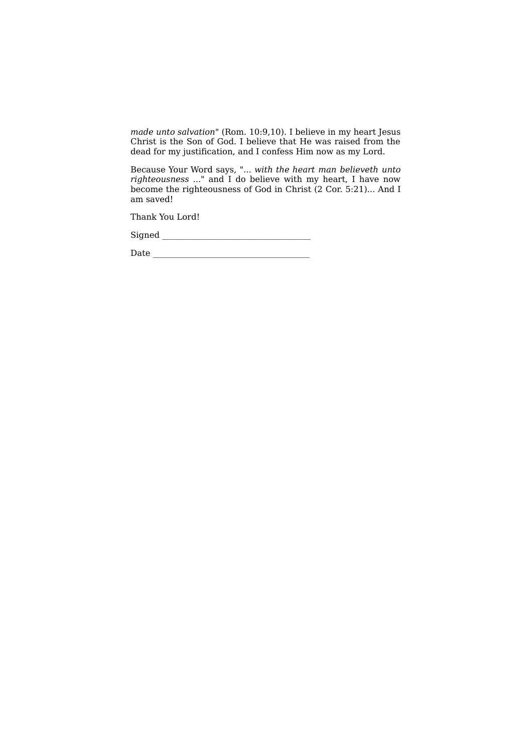*made unto salvation*" (Rom. 10:9,10). I believe in my heart Jesus Christ is the Son of God. I believe that He was raised from the dead for my justification, and I confess Him now as my Lord.

Because Your Word says, "... *with the heart man believeth unto righteousness* ..." and I do believe with my heart, I have now become the righteousness of God in Christ (2 Cor. 5:21)... And I am saved!

Thank You Lord!

Signed ___________________________________

Date _____________________________________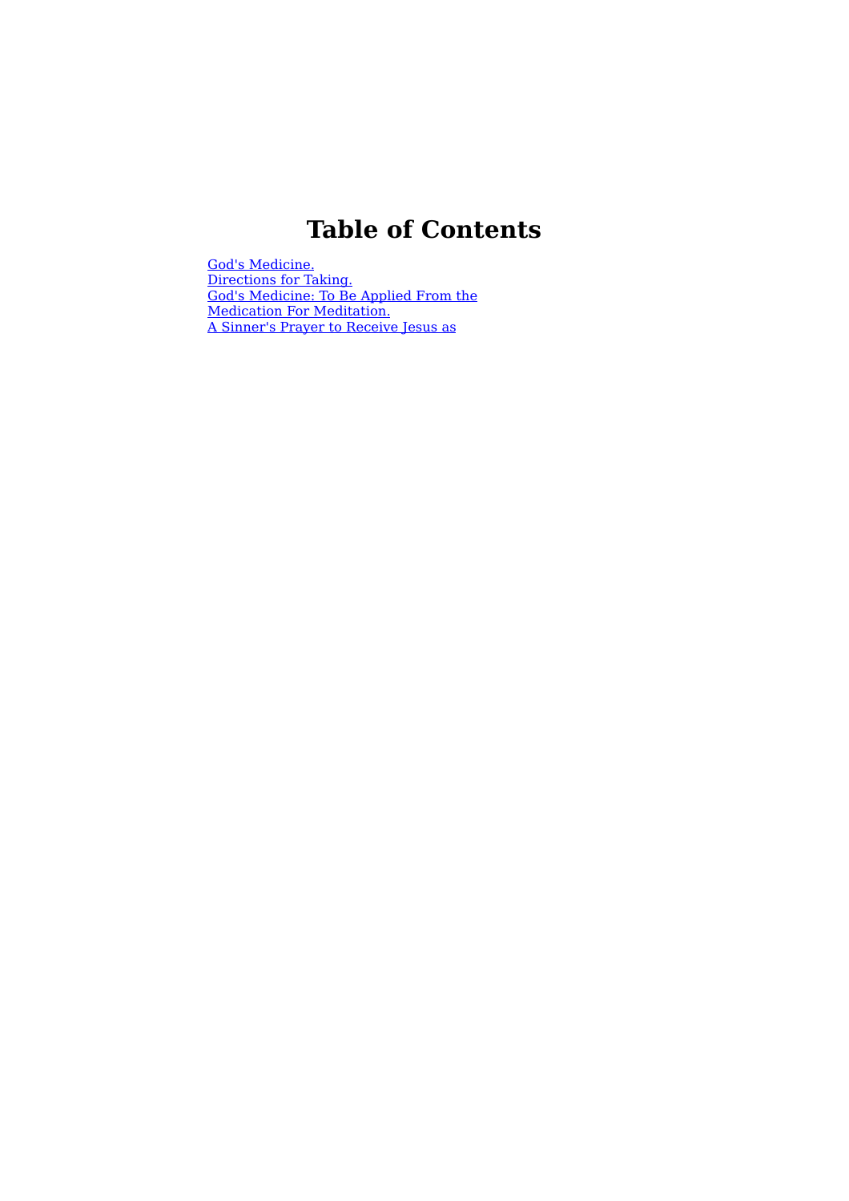# Table of Contents

- God's Medicine.
- Directions for Taking.
- God's Medicine: To Be Applied From the
- Medication For Meditation.
- A Sinner's Prayer to Receive Jesus as